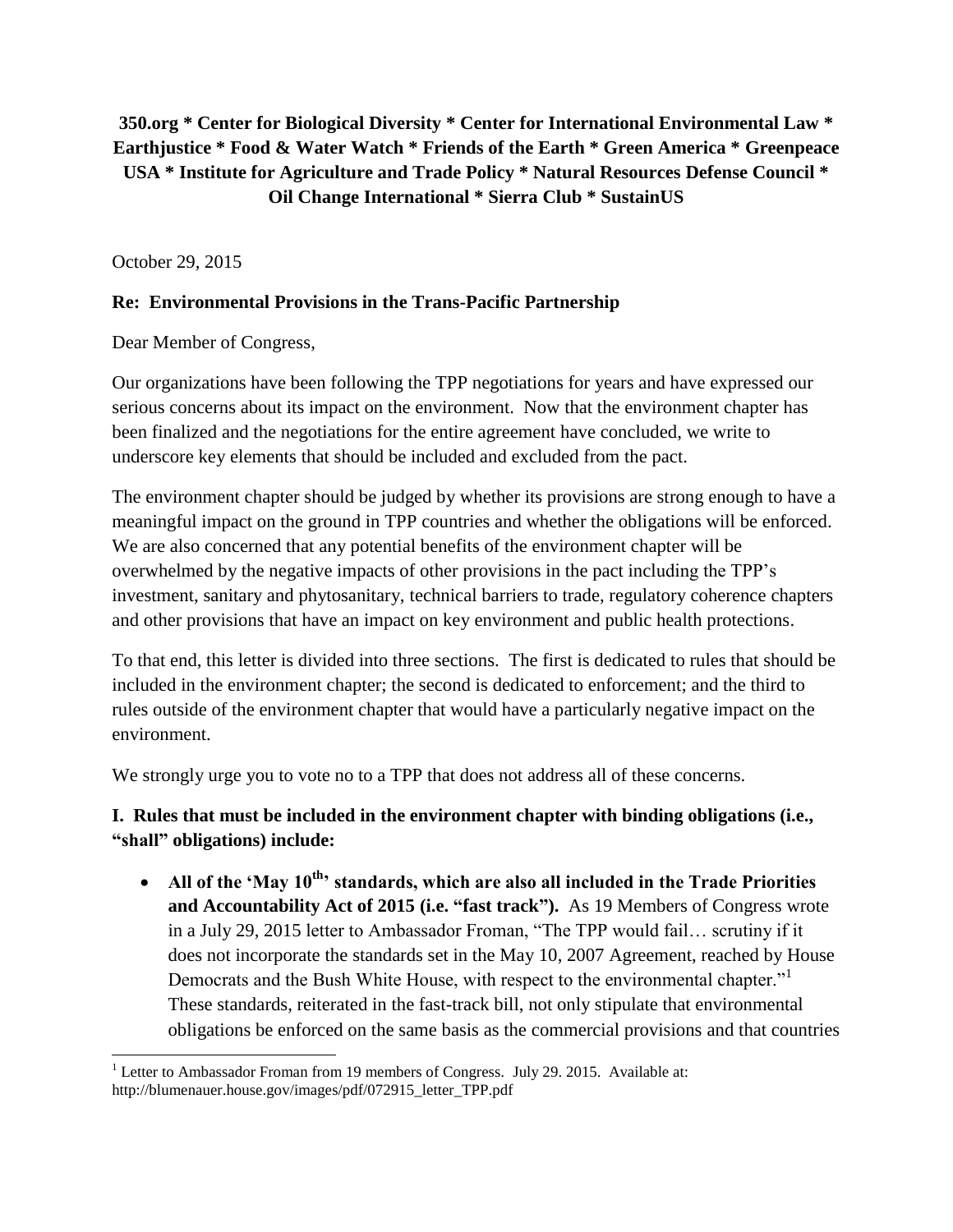**350.org * Center for Biological Diversity * Center for International Environmental Law * Earthjustice * Food & Water Watch * Friends of the Earth * Green America * Greenpeace USA * Institute for Agriculture and Trade Policy * Natural Resources Defense Council * Oil Change International * Sierra Club * SustainUS**

October 29, 2015

**Re: Environmental Provisions in the Trans-Pacific Partnership**

Dear Member of Congress,

Our organizations have been following the TPP negotiations for years and have expressed our serious concerns about its impact on the environment. Now that the environment chapter has been finalized and the negotiations for the entire agreement have concluded, we write to underscore key elements that should be included and excluded from the pact.

The environment chapter should be judged by whether its provisions are strong enough to have a meaningful impact on the ground in TPP countries and whether the obligations will be enforced. We are also concerned that any potential benefits of the environment chapter will be overwhelmed by the negative impacts of other provisions in the pact including the TPP's investment, sanitary and phytosanitary, technical barriers to trade, regulatory coherence chapters and other provisions that have an impact on key environment and public health protections.

To that end, this letter is divided into three sections. The first is dedicated to rules that should be included in the environment chapter; the second is dedicated to enforcement; and the third to rules outside of the environment chapter that would have a particularly negative impact on the environment.

We strongly urge you to vote no to a TPP that does not address all of these concerns.

## I. Rules that must be included in the environment chapter with binding obligations (i.e., "shall" obligations) include:

- **All of the 'May 10th' standards, which are also all included in the Trade Priorities and Accountability Act of 2015 (i.e. "fast track").** As 19 Members of Congress wrote in a July 29, 2015 letter to Ambassador Froman, "The TPP would fail… scrutiny if it does not incorporate the standards set in the May 10, 2007 Agreement, reached by House Democrats and the Bush White House, with respect to the environmental chapter."[1] These standards, reiterated in the fast-track bill, not only stipulate that environmental obligations be enforced on the same basis as the commercial provisions and that countries

[1] Letter to Ambassador Froman from 19 members of Congress. July 29. 2015. Available at: http://blumenauer.house.gov/images/pdf/072915_letter_TPP.pdf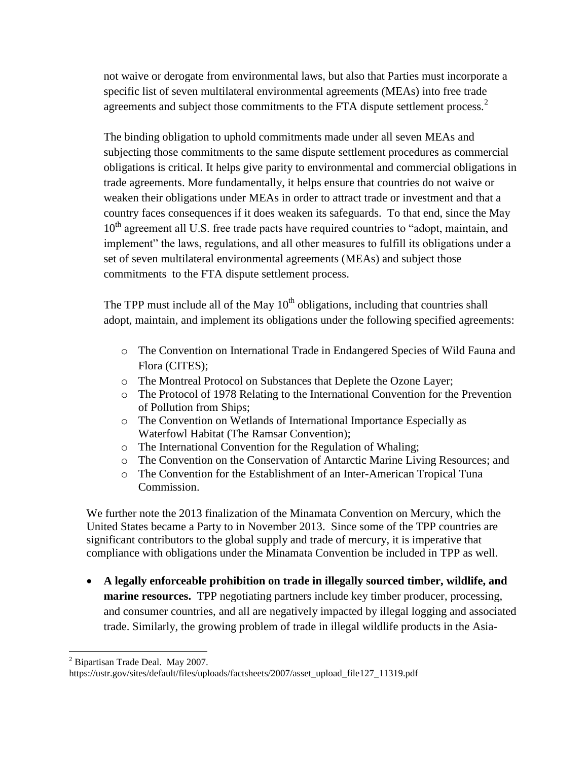not waive or derogate from environmental laws, but also that Parties must incorporate a specific list of seven multilateral environmental agreements (MEAs) into free trade agreements and subject those commitments to the FTA dispute settlement process.[2]

The binding obligation to uphold commitments made under all seven MEAs and subjecting those commitments to the same dispute settlement procedures as commercial obligations is critical. It helps give parity to environmental and commercial obligations in trade agreements. More fundamentally, it helps ensure that countries do not waive or weaken their obligations under MEAs in order to attract trade or investment and that a country faces consequences if it does weaken its safeguards. To that end, since the May 10th agreement all U.S. free trade pacts have required countries to "adopt, maintain, and implement" the laws, regulations, and all other measures to fulfill its obligations under a set of seven multilateral environmental agreements (MEAs) and subject those commitments to the FTA dispute settlement process.

The TPP must include all of the May 10th obligations, including that countries shall adopt, maintain, and implement its obligations under the following specified agreements:

- The Convention on International Trade in Endangered Species of Wild Fauna and Flora (CITES);
- The Montreal Protocol on Substances that Deplete the Ozone Layer;
- The Protocol of 1978 Relating to the International Convention for the Prevention of Pollution from Ships;
- The Convention on Wetlands of International Importance Especially as Waterfowl Habitat (The Ramsar Convention);
- The International Convention for the Regulation of Whaling;
- The Convention on the Conservation of Antarctic Marine Living Resources; and
- The Convention for the Establishment of an Inter-American Tropical Tuna Commission.

We further note the 2013 finalization of the Minamata Convention on Mercury, which the United States became a Party to in November 2013. Since some of the TPP countries are significant contributors to the global supply and trade of mercury, it is imperative that compliance with obligations under the Minamata Convention be included in TPP as well.

- **A legally enforceable prohibition on trade in illegally sourced timber, wildlife, and marine resources.** TPP negotiating partners include key timber producer, processing, and consumer countries, and all are negatively impacted by illegal logging and associated trade. Similarly, the growing problem of trade in illegal wildlife products in the Asia-

---

[2] Bipartisan Trade Deal. May 2007. https://ustr.gov/sites/default/files/uploads/factsheets/2007/asset_upload_file127_11319.pdf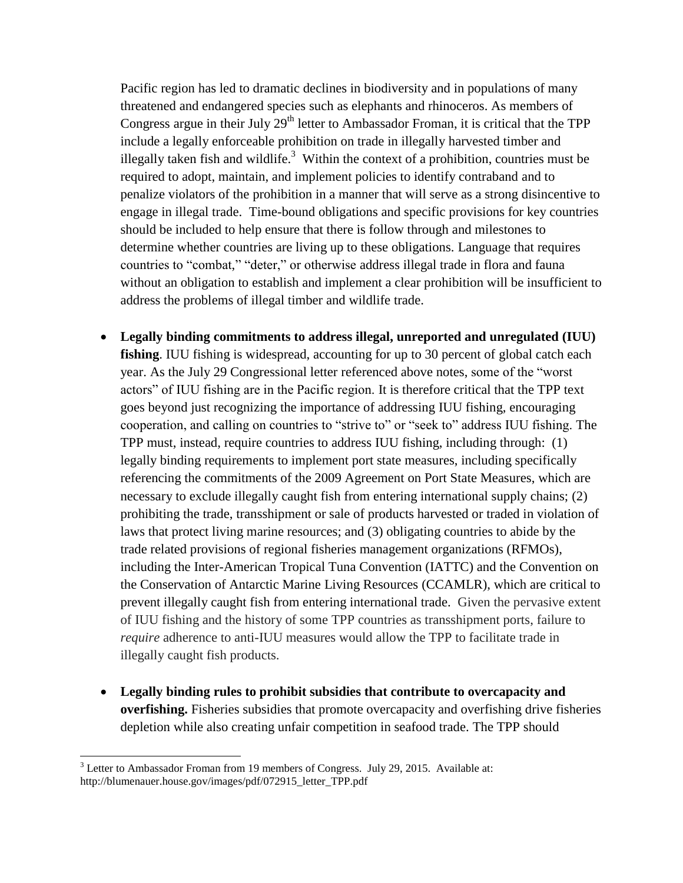Pacific region has led to dramatic declines in biodiversity and in populations of many threatened and endangered species such as elephants and rhinoceros. As members of Congress argue in their July 29th letter to Ambassador Froman, it is critical that the TPP include a legally enforceable prohibition on trade in illegally harvested timber and illegally taken fish and wildlife.[3] Within the context of a prohibition, countries must be required to adopt, maintain, and implement policies to identify contraband and to penalize violators of the prohibition in a manner that will serve as a strong disincentive to engage in illegal trade. Time-bound obligations and specific provisions for key countries should be included to help ensure that there is follow through and milestones to determine whether countries are living up to these obligations. Language that requires countries to "combat," "deter," or otherwise address illegal trade in flora and fauna without an obligation to establish and implement a clear prohibition will be insufficient to address the problems of illegal timber and wildlife trade.

- **Legally binding commitments to address illegal, unreported and unregulated (IUU) fishing**. IUU fishing is widespread, accounting for up to 30 percent of global catch each year. As the July 29 Congressional letter referenced above notes, some of the "worst actors" of IUU fishing are in the Pacific region. It is therefore critical that the TPP text goes beyond just recognizing the importance of addressing IUU fishing, encouraging cooperation, and calling on countries to "strive to" or "seek to" address IUU fishing. The TPP must, instead, require countries to address IUU fishing, including through: (1) legally binding requirements to implement port state measures, including specifically referencing the commitments of the 2009 Agreement on Port State Measures, which are necessary to exclude illegally caught fish from entering international supply chains; (2) prohibiting the trade, transshipment or sale of products harvested or traded in violation of laws that protect living marine resources; and (3) obligating countries to abide by the trade related provisions of regional fisheries management organizations (RFMOs), including the Inter-American Tropical Tuna Convention (IATTC) and the Convention on the Conservation of Antarctic Marine Living Resources (CCAMLR), which are critical to prevent illegally caught fish from entering international trade. Given the pervasive extent of IUU fishing and the history of some TPP countries as transshipment ports, failure to *require* adherence to anti-IUU measures would allow the TPP to facilitate trade in illegally caught fish products.

- **Legally binding rules to prohibit subsidies that contribute to overcapacity and overfishing.** Fisheries subsidies that promote overcapacity and overfishing drive fisheries depletion while also creating unfair competition in seafood trade. The TPP should

---

[3] Letter to Ambassador Froman from 19 members of Congress. July 29, 2015. Available at: http://blumenauer.house.gov/images/pdf/072915_letter_TPP.pdf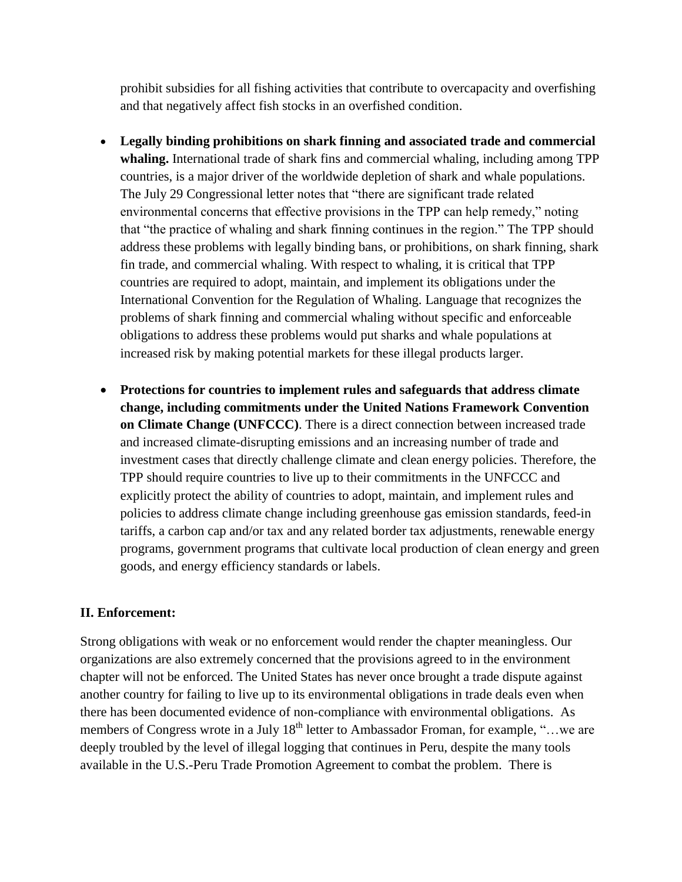prohibit subsidies for all fishing activities that contribute to overcapacity and overfishing and that negatively affect fish stocks in an overfished condition.

- **Legally binding prohibitions on shark finning and associated trade and commercial whaling.** International trade of shark fins and commercial whaling, including among TPP countries, is a major driver of the worldwide depletion of shark and whale populations. The July 29 Congressional letter notes that "there are significant trade related environmental concerns that effective provisions in the TPP can help remedy," noting that "the practice of whaling and shark finning continues in the region." The TPP should address these problems with legally binding bans, or prohibitions, on shark finning, shark fin trade, and commercial whaling. With respect to whaling, it is critical that TPP countries are required to adopt, maintain, and implement its obligations under the International Convention for the Regulation of Whaling. Language that recognizes the problems of shark finning and commercial whaling without specific and enforceable obligations to address these problems would put sharks and whale populations at increased risk by making potential markets for these illegal products larger.

- **Protections for countries to implement rules and safeguards that address climate change, including commitments under the United Nations Framework Convention on Climate Change (UNFCCC)**. There is a direct connection between increased trade and increased climate-disrupting emissions and an increasing number of trade and investment cases that directly challenge climate and clean energy policies. Therefore, the TPP should require countries to live up to their commitments in the UNFCCC and explicitly protect the ability of countries to adopt, maintain, and implement rules and policies to address climate change including greenhouse gas emission standards, feed-in tariffs, a carbon cap and/or tax and any related border tax adjustments, renewable energy programs, government programs that cultivate local production of clean energy and green goods, and energy efficiency standards or labels.

## II. Enforcement:

Strong obligations with weak or no enforcement would render the chapter meaningless. Our organizations are also extremely concerned that the provisions agreed to in the environment chapter will not be enforced. The United States has never once brought a trade dispute against another country for failing to live up to its environmental obligations in trade deals even when there has been documented evidence of non-compliance with environmental obligations. As members of Congress wrote in a July 18th letter to Ambassador Froman, for example, "…we are deeply troubled by the level of illegal logging that continues in Peru, despite the many tools available in the U.S.-Peru Trade Promotion Agreement to combat the problem. There is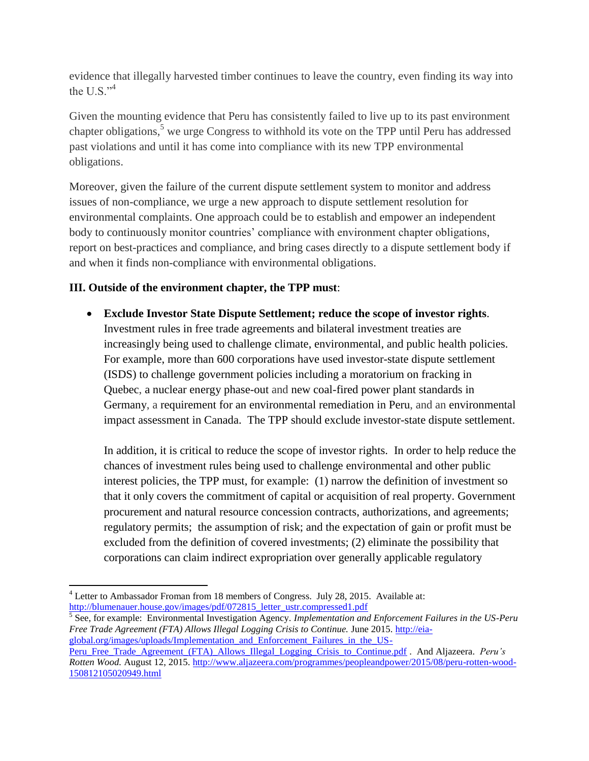evidence that illegally harvested timber continues to leave the country, even finding its way into the U.S."[4]

Given the mounting evidence that Peru has consistently failed to live up to its past environment chapter obligations,[5] we urge Congress to withhold its vote on the TPP until Peru has addressed past violations and until it has come into compliance with its new TPP environmental obligations.

Moreover, given the failure of the current dispute settlement system to monitor and address issues of non-compliance, we urge a new approach to dispute settlement resolution for environmental complaints. One approach could be to establish and empower an independent body to continuously monitor countries' compliance with environment chapter obligations, report on best-practices and compliance, and bring cases directly to a dispute settlement body if and when it finds non-compliance with environmental obligations.

**III. Outside of the environment chapter, the TPP must**:

- **Exclude Investor State Dispute Settlement; reduce the scope of investor rights**. Investment rules in free trade agreements and bilateral investment treaties are increasingly being used to challenge climate, environmental, and public health policies. For example, more than 600 corporations have used investor-state dispute settlement (ISDS) to challenge government policies including a moratorium on fracking in Quebec, a nuclear energy phase-out and new coal-fired power plant standards in Germany, a requirement for an environmental remediation in Peru, and an environmental impact assessment in Canada. The TPP should exclude investor-state dispute settlement.

  In addition, it is critical to reduce the scope of investor rights. In order to help reduce the chances of investment rules being used to challenge environmental and other public interest policies, the TPP must, for example: (1) narrow the definition of investment so that it only covers the commitment of capital or acquisition of real property. Government procurement and natural resource concession contracts, authorizations, and agreements; regulatory permits; the assumption of risk; and the expectation of gain or profit must be excluded from the definition of covered investments; (2) eliminate the possibility that corporations can claim indirect expropriation over generally applicable regulatory

---

[4] Letter to Ambassador Froman from 18 members of Congress. July 28, 2015. Available at: http://blumenauer.house.gov/images/pdf/072815_letter_ustr.compressed1.pdf

[5] See, for example: Environmental Investigation Agency. *Implementation and Enforcement Failures in the US-Peru Free Trade Agreement (FTA) Allows Illegal Logging Crisis to Continue.* June 2015. http://eia-global.org/images/uploads/Implementation_and_Enforcement_Failures_in_the_US-Peru_Free_Trade_Agreement_(FTA)_Allows_Illegal_Logging_Crisis_to_Continue.pdf . And Aljazeera. *Peru's Rotten Wood.* August 12, 2015. http://www.aljazeera.com/programmes/peopleandpower/2015/08/peru-rotten-wood-150812105020949.html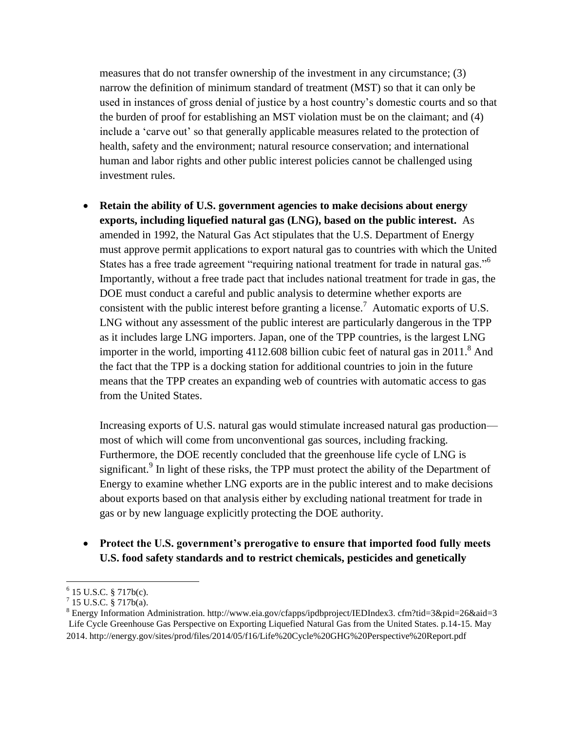measures that do not transfer ownership of the investment in any circumstance; (3) narrow the definition of minimum standard of treatment (MST) so that it can only be used in instances of gross denial of justice by a host country's domestic courts and so that the burden of proof for establishing an MST violation must be on the claimant; and (4) include a 'carve out' so that generally applicable measures related to the protection of health, safety and the environment; natural resource conservation; and international human and labor rights and other public interest policies cannot be challenged using investment rules.

- **Retain the ability of U.S. government agencies to make decisions about energy exports, including liquefied natural gas (LNG), based on the public interest.** As amended in 1992, the Natural Gas Act stipulates that the U.S. Department of Energy must approve permit applications to export natural gas to countries with which the United States has a free trade agreement "requiring national treatment for trade in natural gas."[6] Importantly, without a free trade pact that includes national treatment for trade in gas, the DOE must conduct a careful and public analysis to determine whether exports are consistent with the public interest before granting a license.[7] Automatic exports of U.S. LNG without any assessment of the public interest are particularly dangerous in the TPP as it includes large LNG importers. Japan, one of the TPP countries, is the largest LNG importer in the world, importing 4112.608 billion cubic feet of natural gas in 2011.[8] And the fact that the TPP is a docking station for additional countries to join in the future means that the TPP creates an expanding web of countries with automatic access to gas from the United States.

  Increasing exports of U.S. natural gas would stimulate increased natural gas production—most of which will come from unconventional gas sources, including fracking. Furthermore, the DOE recently concluded that the greenhouse life cycle of LNG is significant.[9] In light of these risks, the TPP must protect the ability of the Department of Energy to examine whether LNG exports are in the public interest and to make decisions about exports based on that analysis either by excluding national treatment for trade in gas or by new language explicitly protecting the DOE authority.

- **Protect the U.S. government's prerogative to ensure that imported food fully meets U.S. food safety standards and to restrict chemicals, pesticides and genetically**

---

[6] 15 U.S.C. § 717b(c).
[7] 15 U.S.C. § 717b(a).
[8] Energy Information Administration. http://www.eia.gov/cfapps/ipdbproject/IEDIndex3. cfm?tid=3&pid=26&aid=3
Life Cycle Greenhouse Gas Perspective on Exporting Liquefied Natural Gas from the United States. p.14-15. May 2014. http://energy.gov/sites/prod/files/2014/05/f16/Life%20Cycle%20GHG%20Perspective%20Report.pdf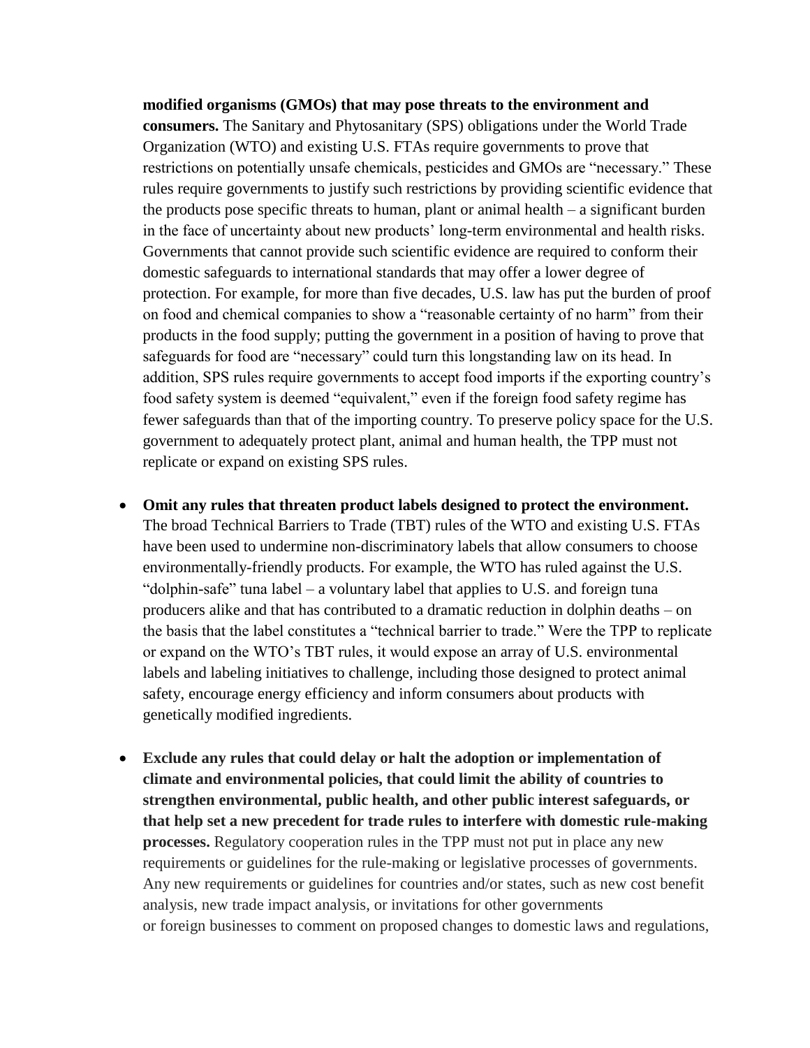**modified organisms (GMOs) that may pose threats to the environment and consumers.** The Sanitary and Phytosanitary (SPS) obligations under the World Trade Organization (WTO) and existing U.S. FTAs require governments to prove that restrictions on potentially unsafe chemicals, pesticides and GMOs are "necessary." These rules require governments to justify such restrictions by providing scientific evidence that the products pose specific threats to human, plant or animal health – a significant burden in the face of uncertainty about new products' long-term environmental and health risks. Governments that cannot provide such scientific evidence are required to conform their domestic safeguards to international standards that may offer a lower degree of protection. For example, for more than five decades, U.S. law has put the burden of proof on food and chemical companies to show a "reasonable certainty of no harm" from their products in the food supply; putting the government in a position of having to prove that safeguards for food are "necessary" could turn this longstanding law on its head. In addition, SPS rules require governments to accept food imports if the exporting country's food safety system is deemed "equivalent," even if the foreign food safety regime has fewer safeguards than that of the importing country. To preserve policy space for the U.S. government to adequately protect plant, animal and human health, the TPP must not replicate or expand on existing SPS rules.

- **Omit any rules that threaten product labels designed to protect the environment.** The broad Technical Barriers to Trade (TBT) rules of the WTO and existing U.S. FTAs have been used to undermine non-discriminatory labels that allow consumers to choose environmentally-friendly products. For example, the WTO has ruled against the U.S. "dolphin-safe" tuna label – a voluntary label that applies to U.S. and foreign tuna producers alike and that has contributed to a dramatic reduction in dolphin deaths – on the basis that the label constitutes a "technical barrier to trade." Were the TPP to replicate or expand on the WTO's TBT rules, it would expose an array of U.S. environmental labels and labeling initiatives to challenge, including those designed to protect animal safety, encourage energy efficiency and inform consumers about products with genetically modified ingredients.

- **Exclude any rules that could delay or halt the adoption or implementation of climate and environmental policies, that could limit the ability of countries to strengthen environmental, public health, and other public interest safeguards, or that help set a new precedent for trade rules to interfere with domestic rule-making processes.** Regulatory cooperation rules in the TPP must not put in place any new requirements or guidelines for the rule-making or legislative processes of governments. Any new requirements or guidelines for countries and/or states, such as new cost benefit analysis, new trade impact analysis, or invitations for other governments or foreign businesses to comment on proposed changes to domestic laws and regulations,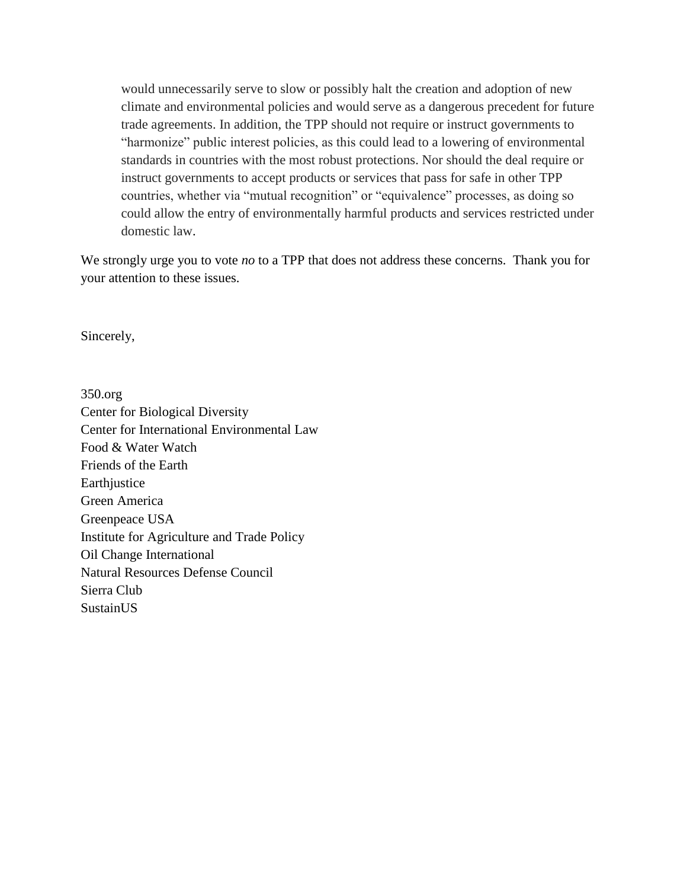would unnecessarily serve to slow or possibly halt the creation and adoption of new climate and environmental policies and would serve as a dangerous precedent for future trade agreements. In addition, the TPP should not require or instruct governments to "harmonize" public interest policies, as this could lead to a lowering of environmental standards in countries with the most robust protections. Nor should the deal require or instruct governments to accept products or services that pass for safe in other TPP countries, whether via "mutual recognition" or "equivalence" processes, as doing so could allow the entry of environmentally harmful products and services restricted under domestic law.

We strongly urge you to vote *no* to a TPP that does not address these concerns. Thank you for your attention to these issues.

Sincerely,

350.org
Center for Biological Diversity
Center for International Environmental Law
Food & Water Watch
Friends of the Earth
Earthjustice
Green America
Greenpeace USA
Institute for Agriculture and Trade Policy
Oil Change International
Natural Resources Defense Council
Sierra Club
SustainUS